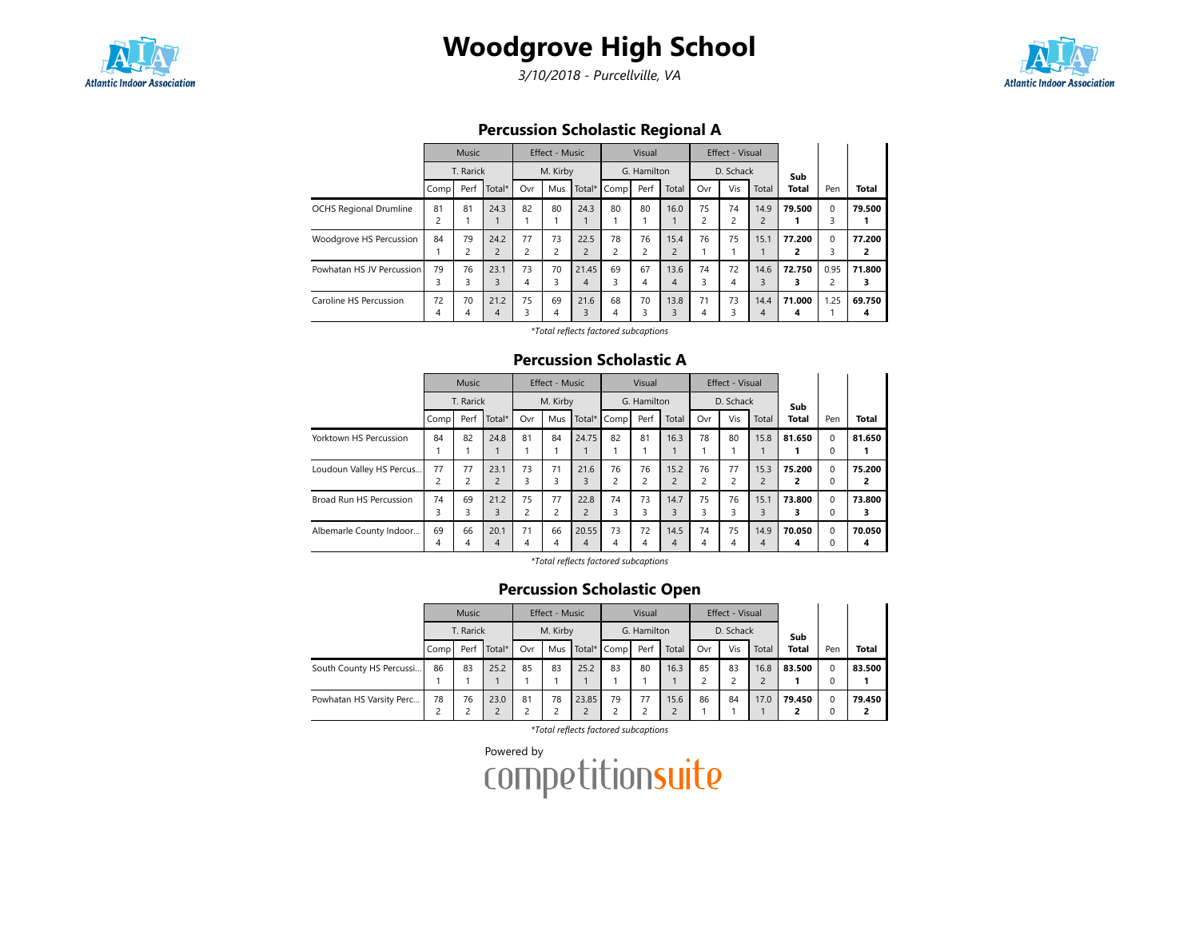# Woodgrove High School

*3/10/2018 - Purcellville, VA*

## Percussion Scholastic Regional A

| | Music | | | Effect - Music | | | Visual | | | Effect - Visual | | | Sub Total | Pen | Total |
|---|---|---|---|---|---|---|---|---|---|---|---|---|---|---|---|
| | T. Rarick | | | M. Kirby | | | G. Hamilton | | | D. Schack | | | | | |
| | Comp | Perf | Total* | Ovr | Mus | Total* | Comp | Perf | Total | Ovr | Vis | Total | | | |
| OCHS Regional Drumline | 81<br>2 | 81<br>1 | 24.3<br>1 | 82<br>1 | 80<br>1 | 24.3<br>1 | 80<br>1 | 80<br>1 | 16.0<br>1 | 75<br>2 | 74<br>2 | 14.9<br>2 | **79.500**<br>**1** | 0<br>3 | **79.500**<br>**1** |
| Woodgrove HS Percussion | 84<br>1 | 79<br>2 | 24.2<br>2 | 77<br>2 | 73<br>2 | 22.5<br>2 | 78<br>2 | 76<br>2 | 15.4<br>2 | 76<br>1 | 75<br>1 | 15.1<br>1 | **77.200**<br>**2** | 0<br>3 | **77.200**<br>**2** |
| Powhatan HS JV Percussion | 79<br>3 | 76<br>3 | 23.1<br>3 | 73<br>4 | 70<br>3 | 21.45<br>4 | 69<br>3 | 67<br>4 | 13.6<br>4 | 74<br>3 | 72<br>4 | 14.6<br>3 | **72.750**<br>**3** | 0.95<br>2 | **71.800**<br>**3** |
| Caroline HS Percussion | 72<br>4 | 70<br>4 | 21.2<br>4 | 75<br>3 | 69<br>4 | 21.6<br>3 | 68<br>4 | 70<br>3 | 13.8<br>3 | 71<br>4 | 73<br>3 | 14.4<br>4 | **71.000**<br>**4** | 1.25<br>1 | **69.750**<br>**4** |

*\*Total reflects factored subcaptions*

## Percussion Scholastic A

| | Music | | | Effect - Music | | | Visual | | | Effect - Visual | | | Sub Total | Pen | Total |
|---|---|---|---|---|---|---|---|---|---|---|---|---|---|---|---|
| | T. Rarick | | | M. Kirby | | | G. Hamilton | | | D. Schack | | | | | |
| | Comp | Perf | Total* | Ovr | Mus | Total* | Comp | Perf | Total | Ovr | Vis | Total | | | |
| Yorktown HS Percussion | 84<br>1 | 82<br>1 | 24.8<br>1 | 81<br>1 | 84<br>1 | 24.75<br>1 | 82<br>1 | 81<br>1 | 16.3<br>1 | 78<br>1 | 80<br>1 | 15.8<br>1 | **81.650**<br>**1** | 0<br>0 | **81.650**<br>**1** |
| Loudoun Valley HS Percus... | 77<br>2 | 77<br>2 | 23.1<br>2 | 73<br>3 | 71<br>3 | 21.6<br>3 | 76<br>2 | 76<br>2 | 15.2<br>2 | 76<br>2 | 77<br>2 | 15.3<br>2 | **75.200**<br>**2** | 0<br>0 | **75.200**<br>**2** |
| Broad Run HS Percussion | 74<br>3 | 69<br>3 | 21.2<br>3 | 75<br>2 | 77<br>2 | 22.8<br>2 | 74<br>3 | 73<br>3 | 14.7<br>3 | 75<br>3 | 76<br>3 | 15.1<br>3 | **73.800**<br>**3** | 0<br>0 | **73.800**<br>**3** |
| Albemarle County Indoor... | 69<br>4 | 66<br>4 | 20.1<br>4 | 71<br>4 | 66<br>4 | 20.55<br>4 | 73<br>4 | 72<br>4 | 14.5<br>4 | 74<br>4 | 75<br>4 | 14.9<br>4 | **70.050**<br>**4** | 0<br>0 | **70.050**<br>**4** |

*\*Total reflects factored subcaptions*

## Percussion Scholastic Open

| | Music | | | Effect - Music | | | Visual | | | Effect - Visual | | | Sub Total | Pen | Total |
|---|---|---|---|---|---|---|---|---|---|---|---|---|---|---|---|
| | T. Rarick | | | M. Kirby | | | G. Hamilton | | | D. Schack | | | | | |
| | Comp | Perf | Total* | Ovr | Mus | Total* | Comp | Perf | Total | Ovr | Vis | Total | | | |
| South County HS Percussi... | 86<br>1 | 83<br>1 | 25.2<br>1 | 85<br>1 | 83<br>1 | 25.2<br>1 | 83<br>1 | 80<br>1 | 16.3<br>1 | 85<br>2 | 83<br>2 | 16.8<br>2 | **83.500**<br>**1** | 0<br>0 | **83.500**<br>**1** |
| Powhatan HS Varsity Perc... | 78<br>2 | 76<br>2 | 23.0<br>2 | 81<br>2 | 78<br>2 | 23.85<br>2 | 79<br>2 | 77<br>2 | 15.6<br>2 | 86<br>1 | 84<br>1 | 17.0<br>1 | **79.450**<br>**2** | 0<br>0 | **79.450**<br>**2** |

*\*Total reflects factored subcaptions*

Powered by competitionsuite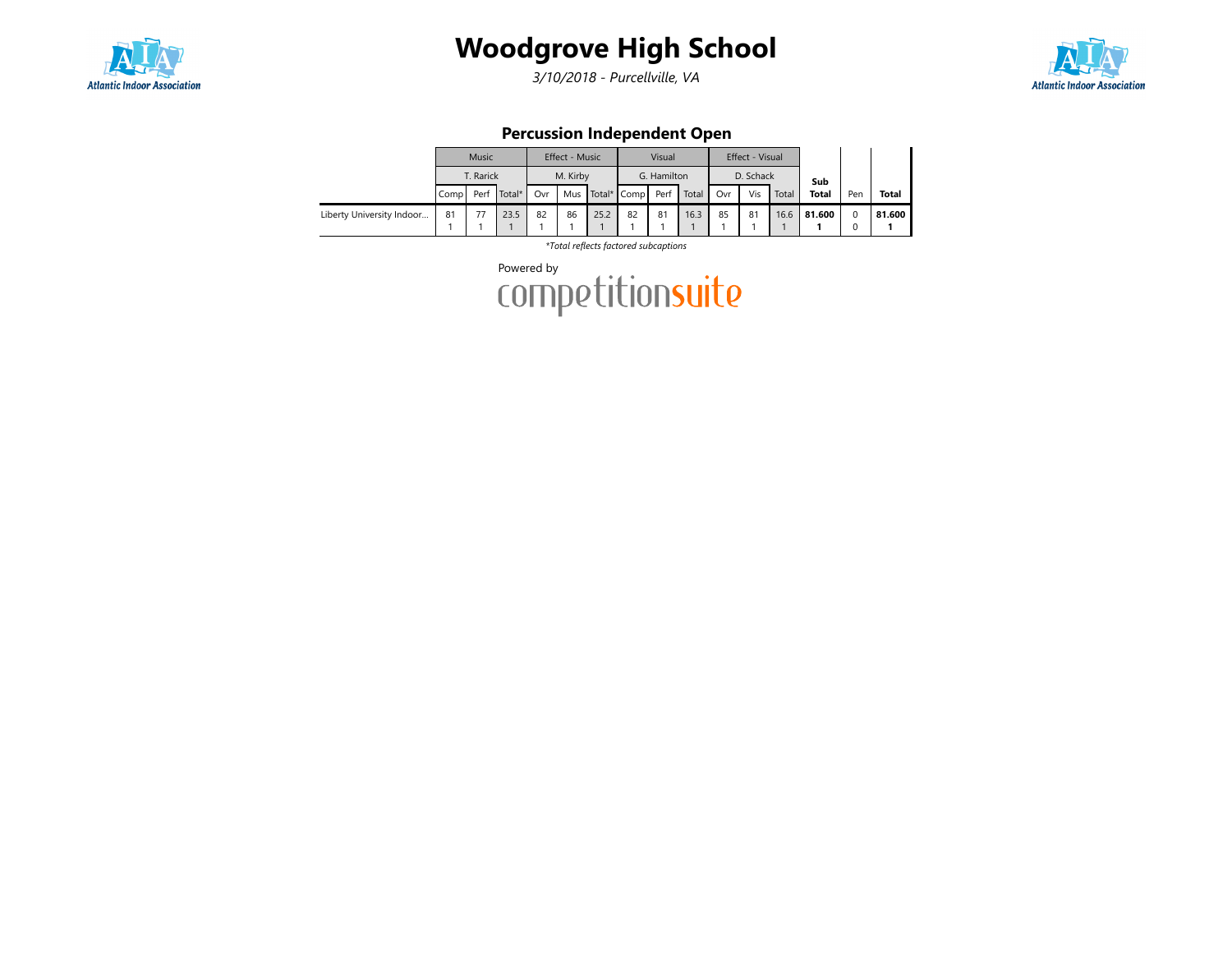# Woodgrove High School

*3/10/2018 - Purcellville, VA*

## Percussion Independent Open

| | Music | | | Effect - Music | | | Visual | | | Effect - Visual | | | Sub Total | Pen | Total |
|---|---|---|---|---|---|---|---|---|---|---|---|---|---|---|---|
| | T. Rarick | | | M. Kirby | | | G. Hamilton | | | D. Schack | | | | | |
| | Comp | Perf | Total* | Ovr | Mus | Total* | Comp | Perf | Total | Ovr | Vis | Total | | | |
| Liberty University Indoor... | 81 1 | 77 1 | 23.5 1 | 82 1 | 86 1 | 25.2 1 | 82 1 | 81 1 | 16.3 1 | 85 1 | 81 1 | 16.6 1 | **81.600 1** | 0 0 | **81.600 1** |

*\*Total reflects factored subcaptions*

Powered by competitionsuite